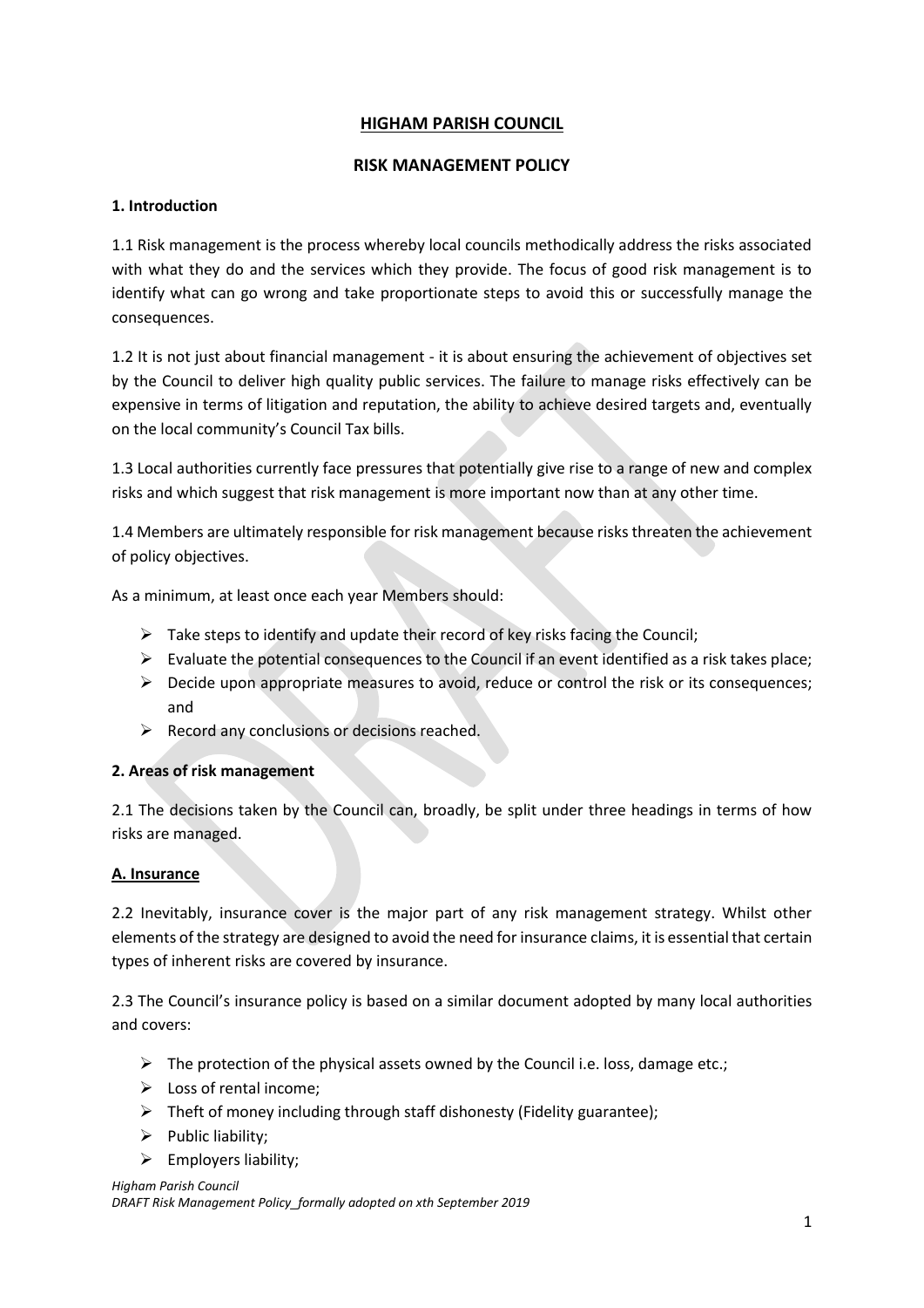# HIGHAM PARISH COUNCIL

## RISK MANAGEMENT POLICY

### 1. Introduction

1.1 Risk management is the process whereby local councils methodically address the risks associated with what they do and the services which they provide. The focus of good risk management is to identify what can go wrong and take proportionate steps to avoid this or successfully manage the consequences.

1.2 It is not just about financial management - it is about ensuring the achievement of objectives set by the Council to deliver high quality public services. The failure to manage risks effectively can be expensive in terms of litigation and reputation, the ability to achieve desired targets and, eventually on the local community's Council Tax bills.

1.3 Local authorities currently face pressures that potentially give rise to a range of new and complex risks and which suggest that risk management is more important now than at any other time.

1.4 Members are ultimately responsible for risk management because risks threaten the achievement of policy objectives.

As a minimum, at least once each year Members should:

- Take steps to identify and update their record of key risks facing the Council;
- Evaluate the potential consequences to the Council if an event identified as a risk takes place;
- Decide upon appropriate measures to avoid, reduce or control the risk or its consequences; and
- Record any conclusions or decisions reached.

### 2. Areas of risk management

2.1 The decisions taken by the Council can, broadly, be split under three headings in terms of how risks are managed.

#### A. Insurance

2.2 Inevitably, insurance cover is the major part of any risk management strategy. Whilst other elements of the strategy are designed to avoid the need for insurance claims, it is essential that certain types of inherent risks are covered by insurance.

2.3 The Council's insurance policy is based on a similar document adopted by many local authorities and covers:

- The protection of the physical assets owned by the Council i.e. loss, damage etc.;
- Loss of rental income;
- Theft of money including through staff dishonesty (Fidelity guarantee);
- Public liability;
- Employers liability;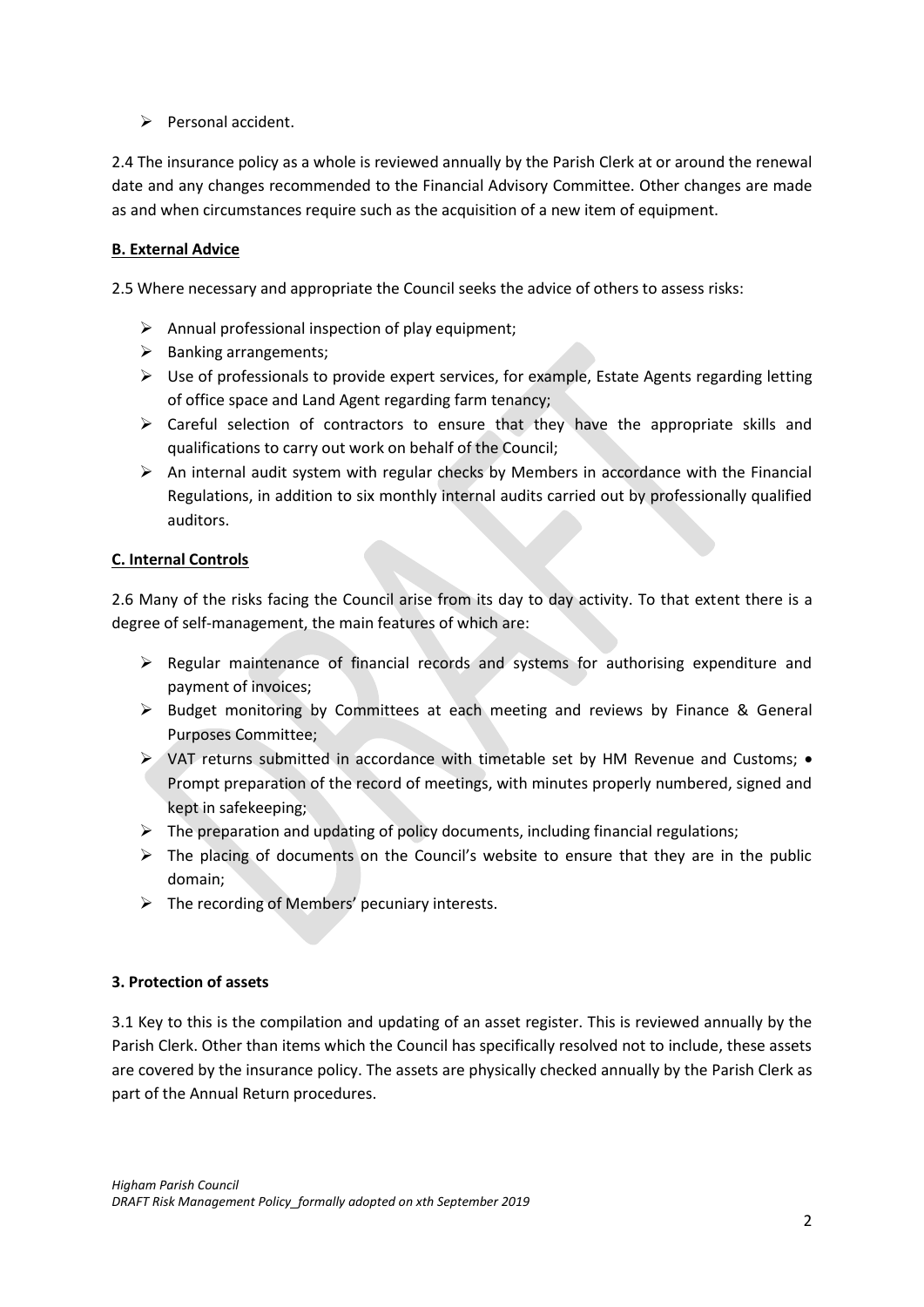- Personal accident.

2.4 The insurance policy as a whole is reviewed annually by the Parish Clerk at or around the renewal date and any changes recommended to the Financial Advisory Committee. Other changes are made as and when circumstances require such as the acquisition of a new item of equipment.

**B. External Advice**

2.5 Where necessary and appropriate the Council seeks the advice of others to assess risks:

- Annual professional inspection of play equipment;
- Banking arrangements;
- Use of professionals to provide expert services, for example, Estate Agents regarding letting of office space and Land Agent regarding farm tenancy;
- Careful selection of contractors to ensure that they have the appropriate skills and qualifications to carry out work on behalf of the Council;
- An internal audit system with regular checks by Members in accordance with the Financial Regulations, in addition to six monthly internal audits carried out by professionally qualified auditors.

**C. Internal Controls**

2.6 Many of the risks facing the Council arise from its day to day activity. To that extent there is a degree of self-management, the main features of which are:

- Regular maintenance of financial records and systems for authorising expenditure and payment of invoices;
- Budget monitoring by Committees at each meeting and reviews by Finance & General Purposes Committee;
- VAT returns submitted in accordance with timetable set by HM Revenue and Customs; • Prompt preparation of the record of meetings, with minutes properly numbered, signed and kept in safekeeping;
- The preparation and updating of policy documents, including financial regulations;
- The placing of documents on the Council's website to ensure that they are in the public domain;
- The recording of Members' pecuniary interests.

**3. Protection of assets**

3.1 Key to this is the compilation and updating of an asset register. This is reviewed annually by the Parish Clerk. Other than items which the Council has specifically resolved not to include, these assets are covered by the insurance policy. The assets are physically checked annually by the Parish Clerk as part of the Annual Return procedures.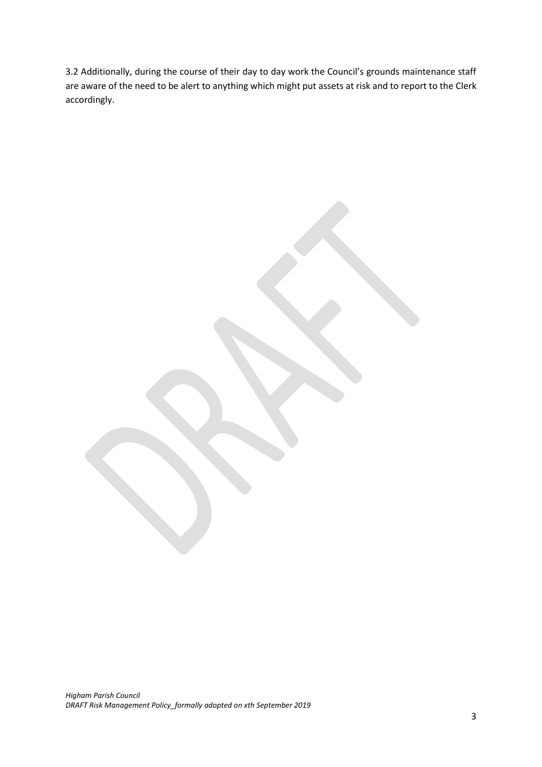3.2 Additionally, during the course of their day to day work the Council's grounds maintenance staff are aware of the need to be alert to anything which might put assets at risk and to report to the Clerk accordingly.